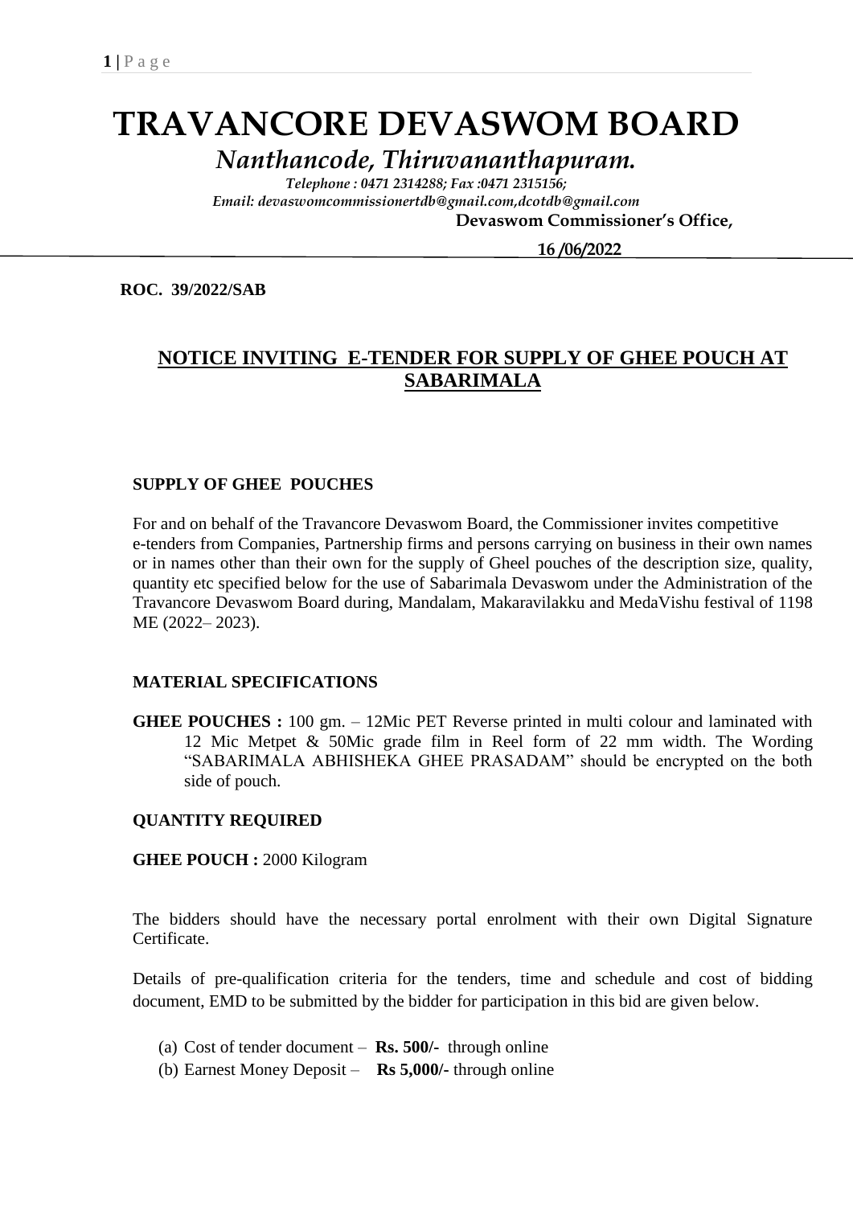# TRAVANCORE DEVASWOM BOARD

***Nanthancode, Thiruvananthapuram.***

*Telephone : 0471 2314288; Fax :0471 2315156;*
*Email: devaswomcommissionertdb@gmail.com,dcotdb@gmail.com*

**Devaswom Commissioner's Office,**

**16 /06/2022**

**ROC. 39/2022/SAB**

## NOTICE INVITING E-TENDER FOR SUPPLY OF GHEE POUCH AT SABARIMALA

**SUPPLY OF GHEE POUCHES**

For and on behalf of the Travancore Devaswom Board, the Commissioner invites competitive e-tenders from Companies, Partnership firms and persons carrying on business in their own names or in names other than their own for the supply of Gheel pouches of the description size, quality, quantity etc specified below for the use of Sabarimala Devaswom under the Administration of the Travancore Devaswom Board during, Mandalam, Makaravilakku and MedaVishu festival of 1198 ME (2022– 2023).

**MATERIAL SPECIFICATIONS**

**GHEE POUCHES :** 100 gm. – 12Mic PET Reverse printed in multi colour and laminated with 12 Mic Metpet & 50Mic grade film in Reel form of 22 mm width. The Wording "SABARIMALA ABHISHEKA GHEE PRASADAM" should be encrypted on the both side of pouch.

**QUANTITY REQUIRED**

**GHEE POUCH :** 2000 Kilogram

The bidders should have the necessary portal enrolment with their own Digital Signature Certificate.

Details of pre-qualification criteria for the tenders, time and schedule and cost of bidding document, EMD to be submitted by the bidder for participation in this bid are given below.

(a) Cost of tender document – **Rs. 500/-** through online
(b) Earnest Money Deposit – **Rs 5,000/-** through online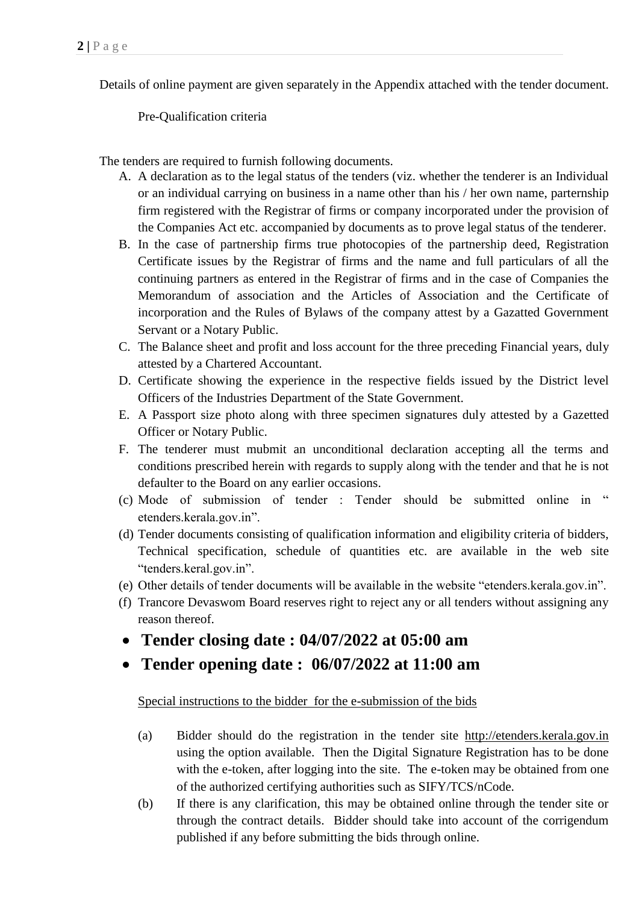Details of online payment are given separately in the Appendix attached with the tender document.

Pre-Qualification criteria

The tenders are required to furnish following documents.

A. A declaration as to the legal status of the tenders (viz. whether the tenderer is an Individual or an individual carrying on business in a name other than his / her own name, parternship firm registered with the Registrar of firms or company incorporated under the provision of the Companies Act etc. accompanied by documents as to prove legal status of the tenderer.
B. In the case of partnership firms true photocopies of the partnership deed, Registration Certificate issues by the Registrar of firms and the name and full particulars of all the continuing partners as entered in the Registrar of firms and in the case of Companies the Memorandum of association and the Articles of Association and the Certificate of incorporation and the Rules of Bylaws of the company attest by a Gazatted Government Servant or a Notary Public.
C. The Balance sheet and profit and loss account for the three preceding Financial years, duly attested by a Chartered Accountant.
D. Certificate showing the experience in the respective fields issued by the District level Officers of the Industries Department of the State Government.
E. A Passport size photo along with three specimen signatures duly attested by a Gazetted Officer or Notary Public.
F. The tenderer must mubmit an unconditional declaration accepting all the terms and conditions prescribed herein with regards to supply along with the tender and that he is not defaulter to the Board on any earlier occasions.

(c) Mode of submission of tender : Tender should be submitted online in " etenders.kerala.gov.in".

(d) Tender documents consisting of qualification information and eligibility criteria of bidders, Technical specification, schedule of quantities etc. are available in the web site "tenders.keral.gov.in".

(e) Other details of tender documents will be available in the website "etenders.kerala.gov.in".

(f) Trancore Devaswom Board reserves right to reject any or all tenders without assigning any reason thereof.

- **Tender closing date : 04/07/2022 at 05:00 am**
- **Tender opening date : 06/07/2022 at 11:00 am**

Special instructions to the bidder for the e-submission of the bids

(a) Bidder should do the registration in the tender site http://etenders.kerala.gov.in using the option available. Then the Digital Signature Registration has to be done with the e-token, after logging into the site. The e-token may be obtained from one of the authorized certifying authorities such as SIFY/TCS/nCode.

(b) If there is any clarification, this may be obtained online through the tender site or through the contract details. Bidder should take into account of the corrigendum published if any before submitting the bids through online.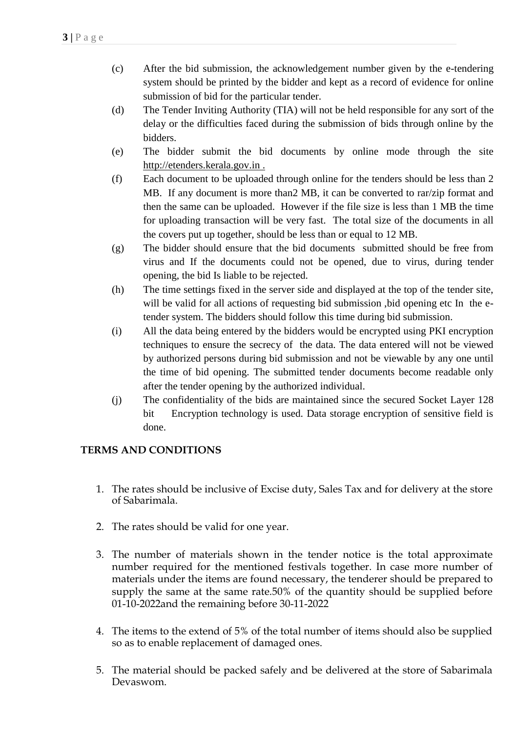(c) After the bid submission, the acknowledgement number given by the e-tendering system should be printed by the bidder and kept as a record of evidence for online submission of bid for the particular tender.

(d) The Tender Inviting Authority (TIA) will not be held responsible for any sort of the delay or the difficulties faced during the submission of bids through online by the bidders.

(e) The bidder submit the bid documents by online mode through the site http://etenders.kerala.gov.in .

(f) Each document to be uploaded through online for the tenders should be less than 2 MB. If any document is more than2 MB, it can be converted to rar/zip format and then the same can be uploaded. However if the file size is less than 1 MB the time for uploading transaction will be very fast. The total size of the documents in all the covers put up together, should be less than or equal to 12 MB.

(g) The bidder should ensure that the bid documents submitted should be free from virus and If the documents could not be opened, due to virus, during tender opening, the bid Is liable to be rejected.

(h) The time settings fixed in the server side and displayed at the top of the tender site, will be valid for all actions of requesting bid submission ,bid opening etc In the e-tender system. The bidders should follow this time during bid submission.

(i) All the data being entered by the bidders would be encrypted using PKI encryption techniques to ensure the secrecy of the data. The data entered will not be viewed by authorized persons during bid submission and not be viewable by any one until the time of bid opening. The submitted tender documents become readable only after the tender opening by the authorized individual.

(j) The confidentiality of the bids are maintained since the secured Socket Layer 128 bit Encryption technology is used. Data storage encryption of sensitive field is done.

**TERMS AND CONDITIONS**

1. The rates should be inclusive of Excise duty, Sales Tax and for delivery at the store of Sabarimala.

2. The rates should be valid for one year.

3. The number of materials shown in the tender notice is the total approximate number required for the mentioned festivals together. In case more number of materials under the items are found necessary, the tenderer should be prepared to supply the same at the same rate.50% of the quantity should be supplied before 01-10-2022and the remaining before 30-11-2022

4. The items to the extend of 5% of the total number of items should also be supplied so as to enable replacement of damaged ones.

5. The material should be packed safely and be delivered at the store of Sabarimala Devaswom.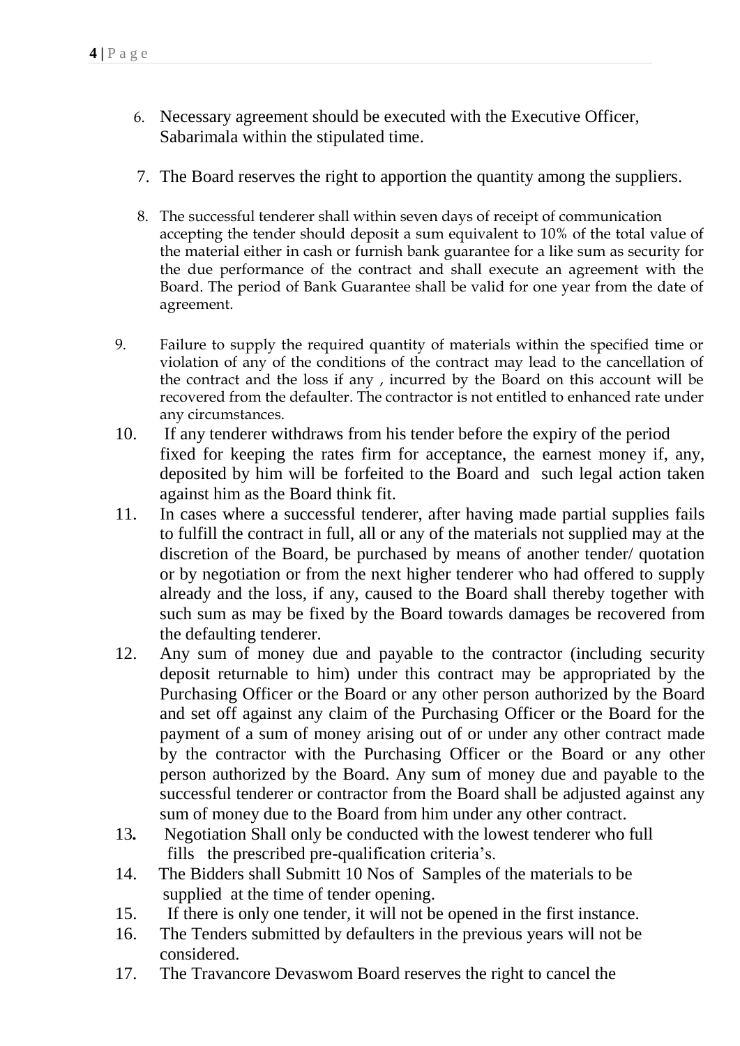6. Necessary agreement should be executed with the Executive Officer, Sabarimala within the stipulated time.

7. The Board reserves the right to apportion the quantity among the suppliers.

8. The successful tenderer shall within seven days of receipt of communication accepting the tender should deposit a sum equivalent to 10% of the total value of the material either in cash or furnish bank guarantee for a like sum as security for the due performance of the contract and shall execute an agreement with the Board. The period of Bank Guarantee shall be valid for one year from the date of agreement.

9. Failure to supply the required quantity of materials within the specified time or violation of any of the conditions of the contract may lead to the cancellation of the contract and the loss if any , incurred by the Board on this account will be recovered from the defaulter. The contractor is not entitled to enhanced rate under any circumstances.

10. If any tenderer withdraws from his tender before the expiry of the period fixed for keeping the rates firm for acceptance, the earnest money if, any, deposited by him will be forfeited to the Board and such legal action taken against him as the Board think fit.

11. In cases where a successful tenderer, after having made partial supplies fails to fulfill the contract in full, all or any of the materials not supplied may at the discretion of the Board, be purchased by means of another tender/ quotation or by negotiation or from the next higher tenderer who had offered to supply already and the loss, if any, caused to the Board shall thereby together with such sum as may be fixed by the Board towards damages be recovered from the defaulting tenderer.

12. Any sum of money due and payable to the contractor (including security deposit returnable to him) under this contract may be appropriated by the Purchasing Officer or the Board or any other person authorized by the Board and set off against any claim of the Purchasing Officer or the Board for the payment of a sum of money arising out of or under any other contract made by the contractor with the Purchasing Officer or the Board or any other person authorized by the Board. Any sum of money due and payable to the successful tenderer or contractor from the Board shall be adjusted against any sum of money due to the Board from him under any other contract.

13. Negotiation Shall only be conducted with the lowest tenderer who full fills the prescribed pre-qualification criteria's.

14. The Bidders shall Submitt 10 Nos of Samples of the materials to be supplied at the time of tender opening.

15. If there is only one tender, it will not be opened in the first instance.

16. The Tenders submitted by defaulters in the previous years will not be considered.

17. The Travancore Devaswom Board reserves the right to cancel the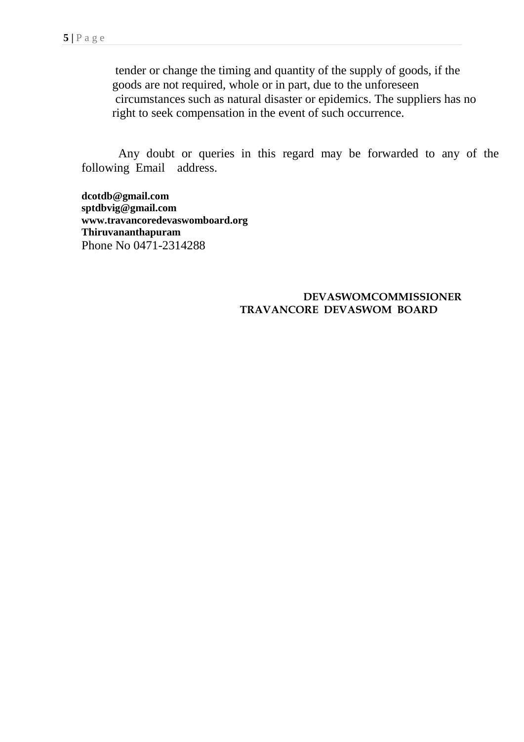tender or change the timing and quantity of the supply of goods, if the goods are not required, whole or in part, due to the unforeseen circumstances such as natural disaster or epidemics. The suppliers has no right to seek compensation in the event of such occurrence.

Any doubt or queries in this regard may be forwarded to any of the following Email address.

**dcotdb@gmail.com**
**sptdbvig@gmail.com**
**www.travancoredevaswomboard.org**
**Thiruvananthapuram**
Phone No 0471-2314288

**DEVASWOMCOMMISSIONER**
**TRAVANCORE DEVASWOM BOARD**